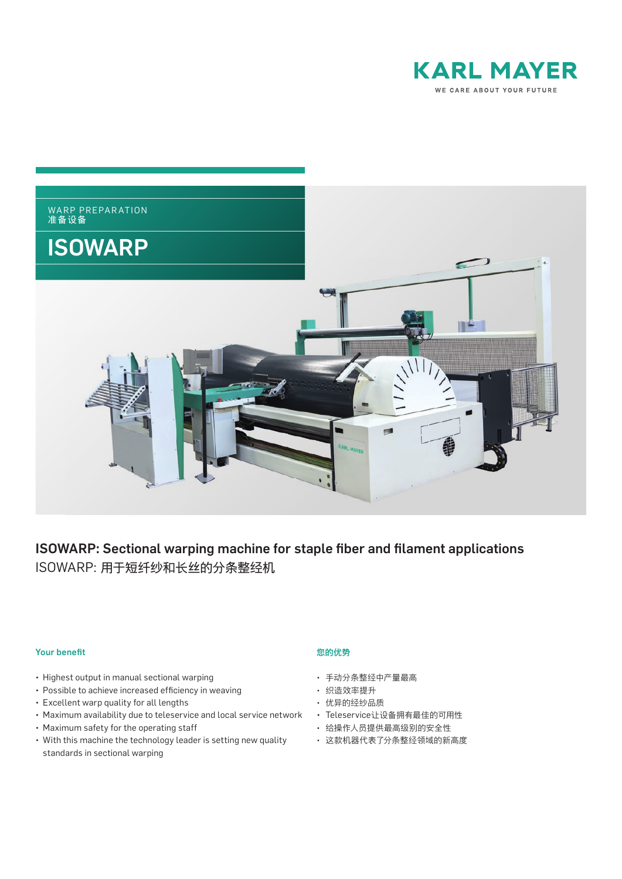KARL MAYER

WE CARE ABOUT YOUR FUTURE

WARP PREPARATION
准备设备

# ISOWARP

## ISOWARP: Sectional warping machine for staple fiber and filament applications

ISOWARP: 用于短纤纱和长丝的分条整经机

### Your benefit

- Highest output in manual sectional warping
- Possible to achieve increased efficiency in weaving
- Excellent warp quality for all lengths
- Maximum availability due to teleservice and local service network
- Maximum safety for the operating staff
- With this machine the technology leader is setting new quality standards in sectional warping

### 您的优势

- 手动分条整经中产量最高
- 织造效率提升
- 优异的经纱品质
- Teleservice让设备拥有最佳的可用性
- 给操作人员提供最高级别的安全性
- 这款机器代表了分条整经领域的新高度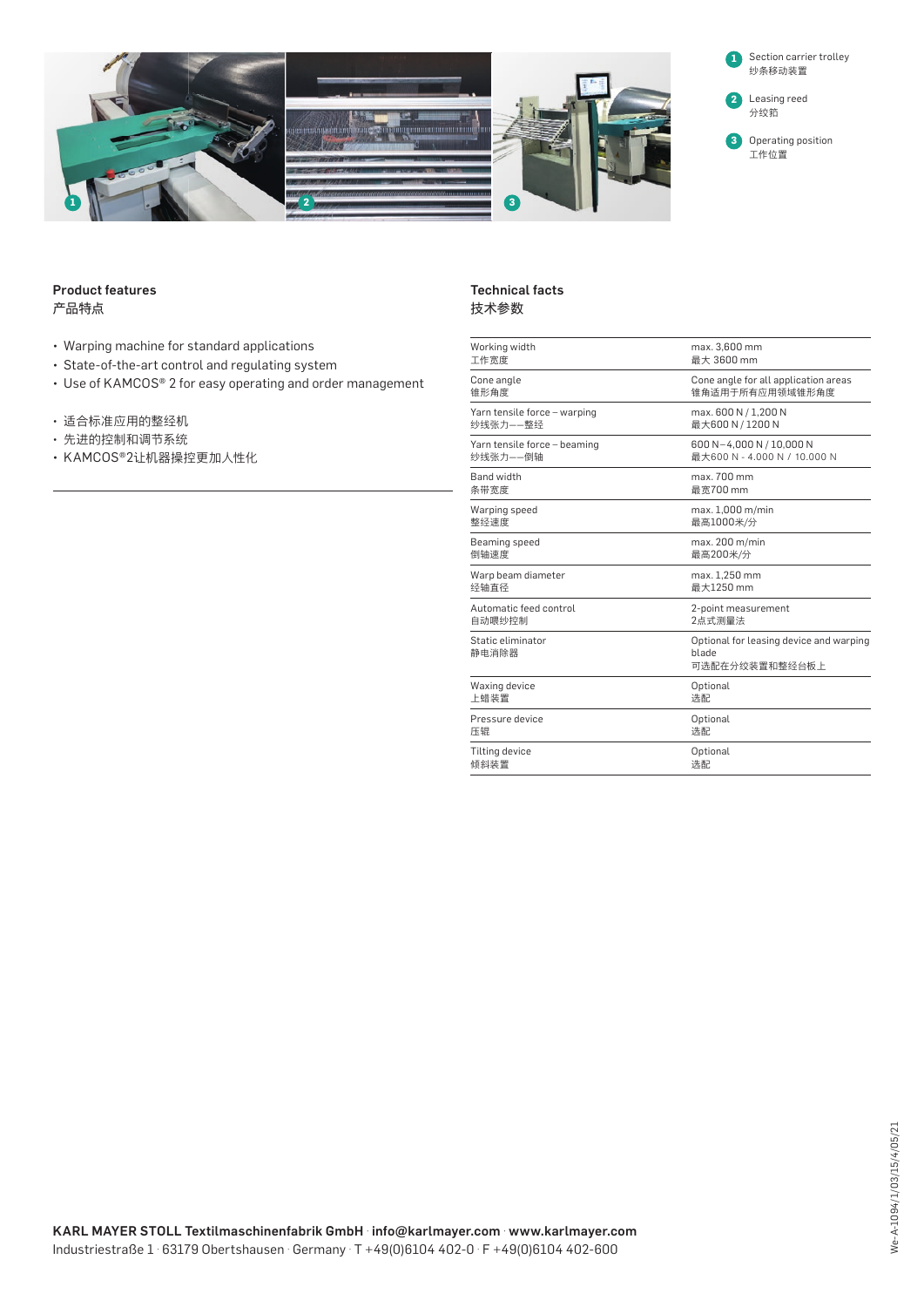1 Section carrier trolley
纱条移动装置

2 Leasing reed
分绞筘

3 Operating position
工作位置

## Product features
## 产品特点

- Warping machine for standard applications
- State-of-the-art control and regulating system
- Use of KAMCOS® 2 for easy operating and order management

- 适合标准应用的整经机
- 先进的控制和调节系统
- KAMCOS®2让机器操控更加人性化

## Technical facts
## 技术参数

| | |
|---|---|
| Working width<br>工作宽度 | max. 3,600 mm<br>最大 3600 mm |
| Cone angle<br>锥形角度 | Cone angle for all application areas<br>锥角适用于所有应用领域锥形角度 |
| Yarn tensile force – warping<br>纱线张力——整经 | max. 600 N / 1,200 N<br>最大600 N / 1200 N |
| Yarn tensile force – beaming<br>纱线张力——倒轴 | 600 N – 4,000 N / 10,000 N<br>最大600 N - 4.000 N / 10.000 N |
| Band width<br>条带宽度 | max. 700 mm<br>最宽700 mm |
| Warping speed<br>整经速度 | max. 1,000 m/min<br>最高1000米/分 |
| Beaming speed<br>倒轴速度 | max. 200 m/min<br>最高200米/分 |
| Warp beam diameter<br>经轴直径 | max. 1,250 mm<br>最大1250 mm |
| Automatic feed control<br>自动喂纱控制 | 2-point measurement<br>2点式测量法 |
| Static eliminator<br>静电消除器 | Optional for leasing device and warping blade<br>可选配在分绞装置和整经台板上 |
| Waxing device<br>上蜡装置 | Optional<br>选配 |
| Pressure device<br>压辊 | Optional<br>选配 |
| Tilting device<br>倾斜装置 | Optional<br>选配 |

**KARL MAYER STOLL Textilmaschinenfabrik GmbH** · **info@karlmayer.com** · **www.karlmayer.com**
Industriestraße 1 · 63179 Obertshausen · Germany · T +49(0)6104 402-0 · F +49(0)6104 402-600

We-A-1094/1/03/15/4/05/21